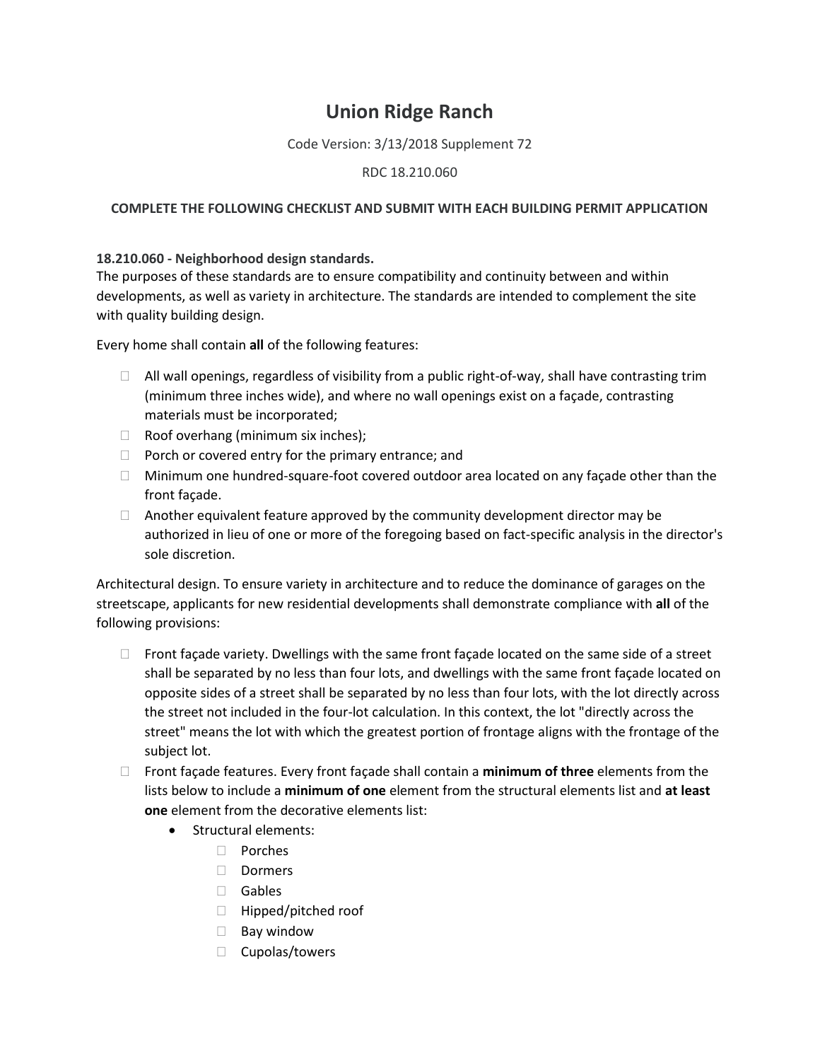# Union Ridge Ranch

Code Version: 3/13/2018 Supplement 72

RDC 18.210.060

**COMPLETE THE FOLLOWING CHECKLIST AND SUBMIT WITH EACH BUILDING PERMIT APPLICATION**

**18.210.060 - Neighborhood design standards.**
The purposes of these standards are to ensure compatibility and continuity between and within developments, as well as variety in architecture. The standards are intended to complement the site with quality building design.

Every home shall contain **all** of the following features:

- ☐ All wall openings, regardless of visibility from a public right-of-way, shall have contrasting trim (minimum three inches wide), and where no wall openings exist on a façade, contrasting materials must be incorporated;
- ☐ Roof overhang (minimum six inches);
- ☐ Porch or covered entry for the primary entrance; and
- ☐ Minimum one hundred-square-foot covered outdoor area located on any façade other than the front façade.
- ☐ Another equivalent feature approved by the community development director may be authorized in lieu of one or more of the foregoing based on fact-specific analysis in the director's sole discretion.

Architectural design. To ensure variety in architecture and to reduce the dominance of garages on the streetscape, applicants for new residential developments shall demonstrate compliance with **all** of the following provisions:

- ☐ Front façade variety. Dwellings with the same front façade located on the same side of a street shall be separated by no less than four lots, and dwellings with the same front façade located on opposite sides of a street shall be separated by no less than four lots, with the lot directly across the street not included in the four-lot calculation. In this context, the lot "directly across the street" means the lot with which the greatest portion of frontage aligns with the frontage of the subject lot.
- ☐ Front façade features. Every front façade shall contain a **minimum of three** elements from the lists below to include a **minimum of one** element from the structural elements list and **at least one** element from the decorative elements list:
  - Structural elements:
    - ☐ Porches
    - ☐ Dormers
    - ☐ Gables
    - ☐ Hipped/pitched roof
    - ☐ Bay window
    - ☐ Cupolas/towers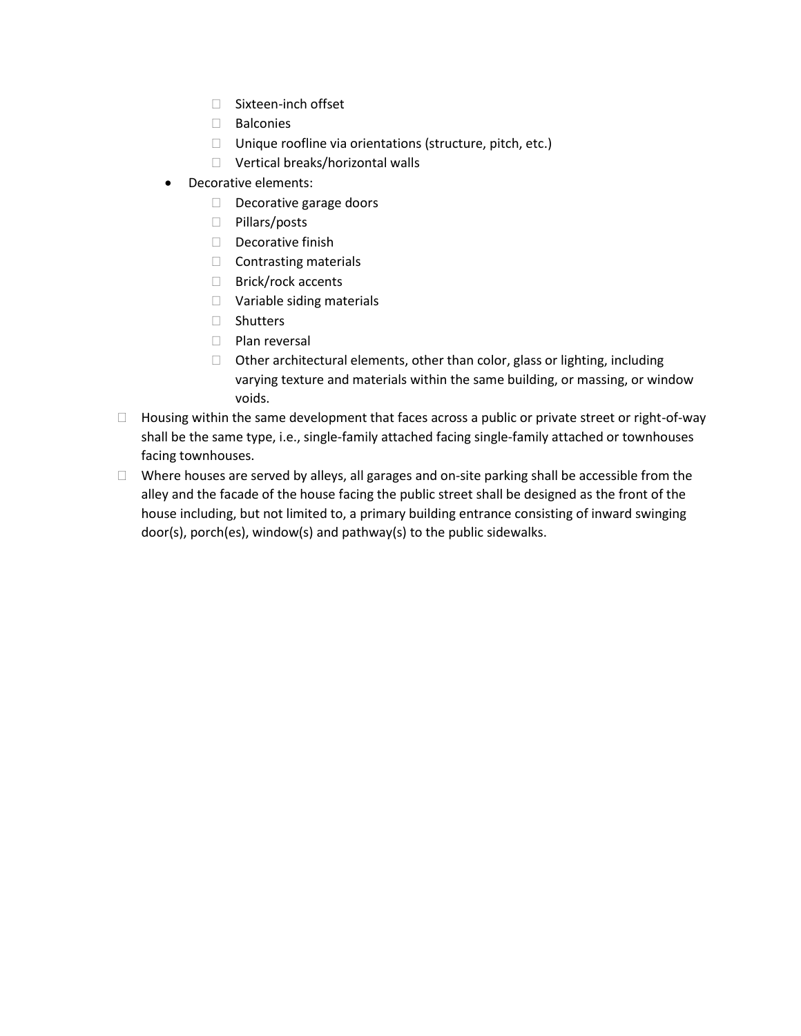- Sixteen-inch offset
    - Balconies
    - Unique roofline via orientations (structure, pitch, etc.)
    - Vertical breaks/horizontal walls
  - Decorative elements:
    - Decorative garage doors
    - Pillars/posts
    - Decorative finish
    - Contrasting materials
    - Brick/rock accents
    - Variable siding materials
    - Shutters
    - Plan reversal
    - Other architectural elements, other than color, glass or lighting, including varying texture and materials within the same building, or massing, or window voids.
- Housing within the same development that faces across a public or private street or right-of-way shall be the same type, i.e., single-family attached facing single-family attached or townhouses facing townhouses.
- Where houses are served by alleys, all garages and on-site parking shall be accessible from the alley and the facade of the house facing the public street shall be designed as the front of the house including, but not limited to, a primary building entrance consisting of inward swinging door(s), porch(es), window(s) and pathway(s) to the public sidewalks.